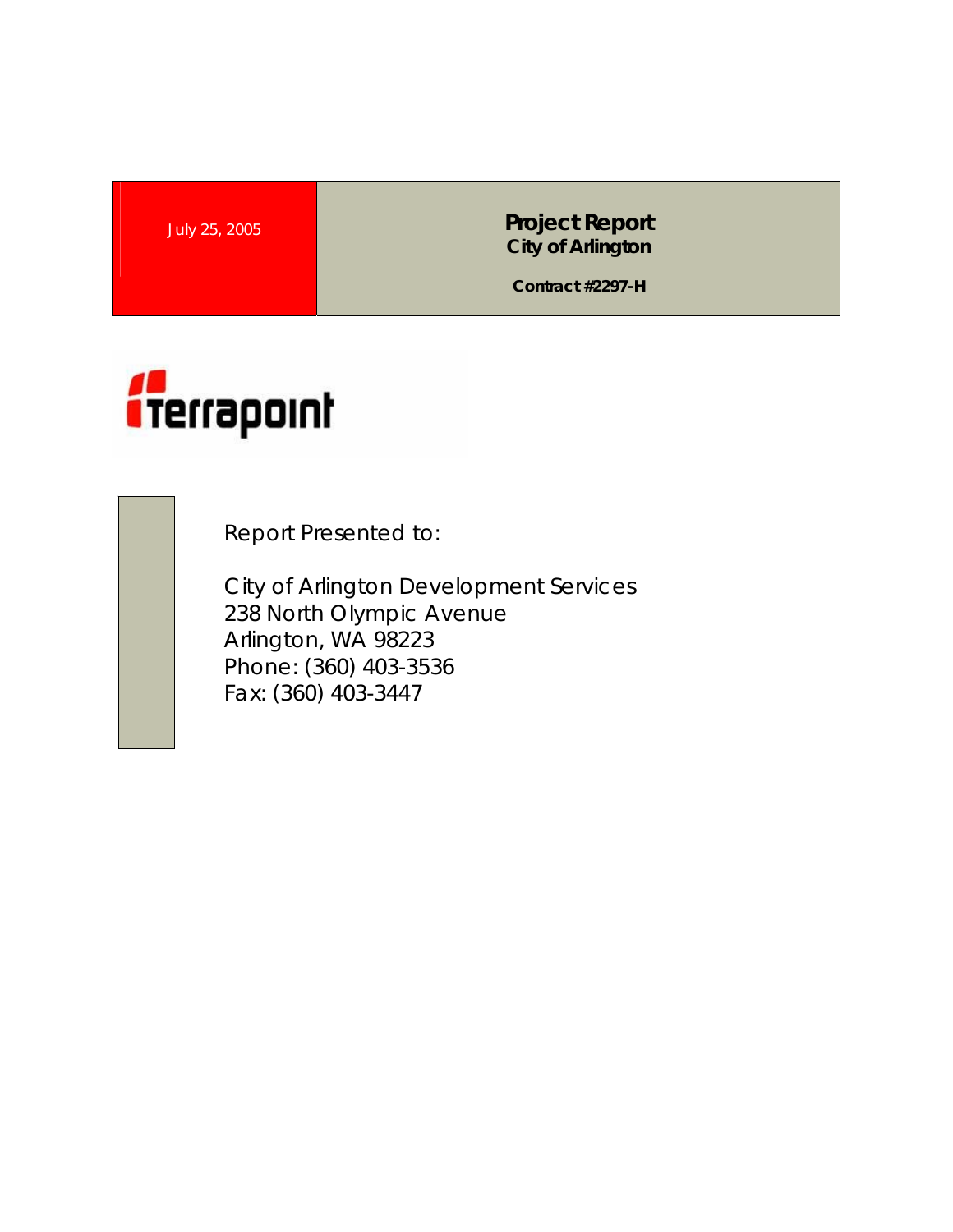July 25, 2005

# Project Report
## City of Arlington

**Contract #2297-H**

terrapoint

Report Presented to:

City of Arlington Development Services
238 North Olympic Avenue
Arlington, WA 98223
Phone: (360) 403-3536
Fax: (360) 403-3447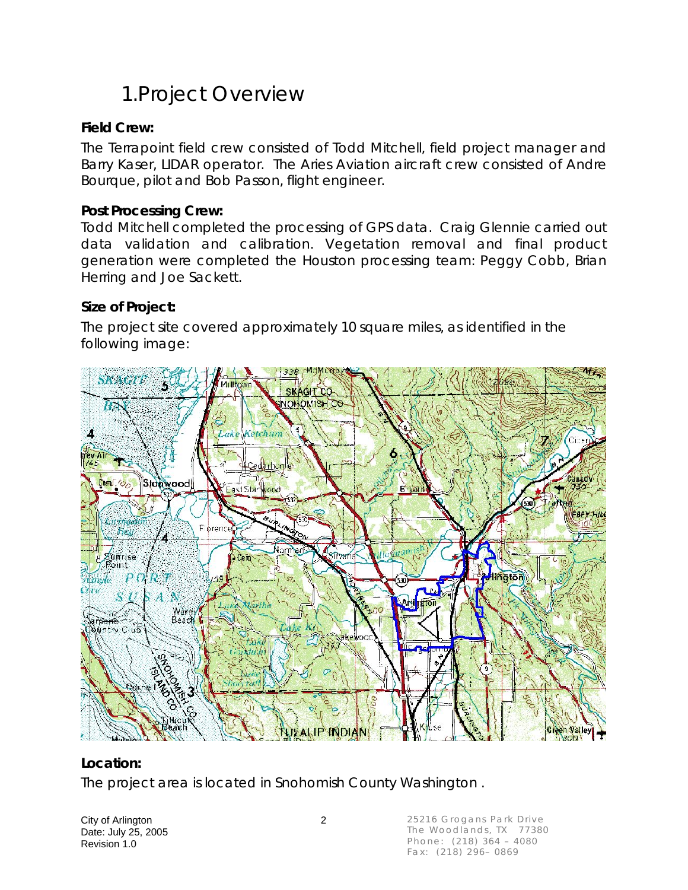# 1.Project Overview

**Field Crew:**

The Terrapoint field crew consisted of Todd Mitchell, field project manager and Barry Kaser, LIDAR operator. The Aries Aviation aircraft crew consisted of Andre Bourque, pilot and Bob Passon, flight engineer.

**Post Processing Crew:**

Todd Mitchell completed the processing of GPS data. Craig Glennie carried out data validation and calibration. Vegetation removal and final product generation were completed the Houston processing team: Peggy Cobb, Brian Herring and Joe Sackett.

**Size of Project:**

The project site covered approximately 10 square miles, as identified in the following image:

**Location:**

The project area is located in Snohomish County Washington .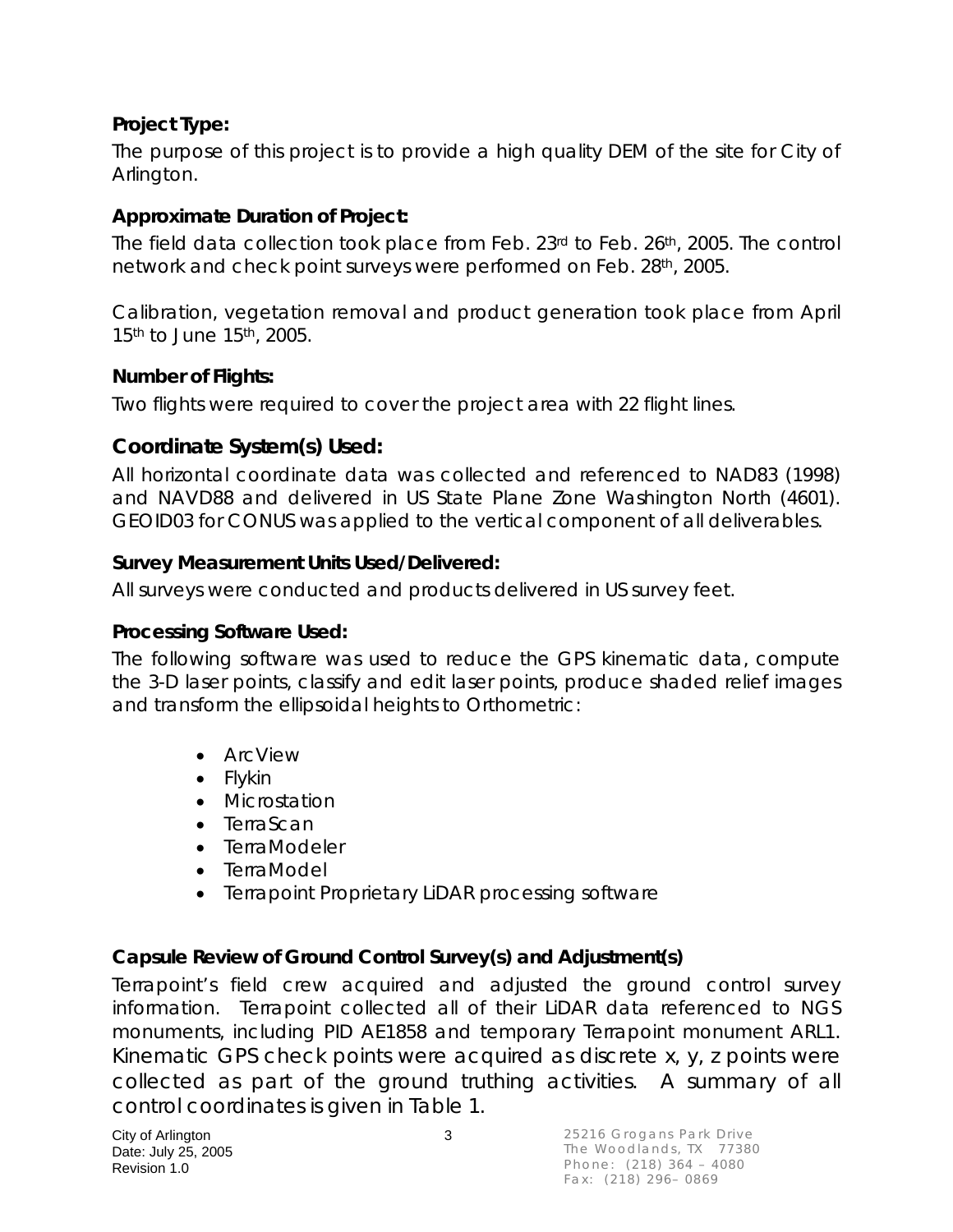### Project Type:

The purpose of this project is to provide a high quality DEM of the site for City of Arlington.

### Approximate Duration of Project:

The field data collection took place from Feb. 23rd to Feb. 26th, 2005. The control network and check point surveys were performed on Feb. 28th, 2005.

Calibration, vegetation removal and product generation took place from April 15th to June 15th, 2005.

### Number of Flights:

Two flights were required to cover the project area with 22 flight lines.

## Coordinate System(s) Used:

All horizontal coordinate data was collected and referenced to NAD83 (1998) and NAVD88 and delivered in US State Plane Zone Washington North (4601). GEOID03 for CONUS was applied to the vertical component of all deliverables.

### Survey Measurement Units Used/Delivered:

All surveys were conducted and products delivered in US survey feet.

### Processing Software Used:

The following software was used to reduce the GPS kinematic data, compute the 3-D laser points, classify and edit laser points, produce shaded relief images and transform the ellipsoidal heights to Orthometric:

- ArcView
- Flykin
- Microstation
- TerraScan
- TerraModeler
- TerraModel
- Terrapoint Proprietary LiDAR processing software

### Capsule Review of Ground Control Survey(s) and Adjustment(s)

Terrapoint's field crew acquired and adjusted the ground control survey information. Terrapoint collected all of their LiDAR data referenced to NGS monuments, including PID AE1858 and temporary Terrapoint monument ARL1. Kinematic GPS check points were acquired as discrete x, y, z points were collected as part of the ground truthing activities. A summary of all control coordinates is given in Table 1.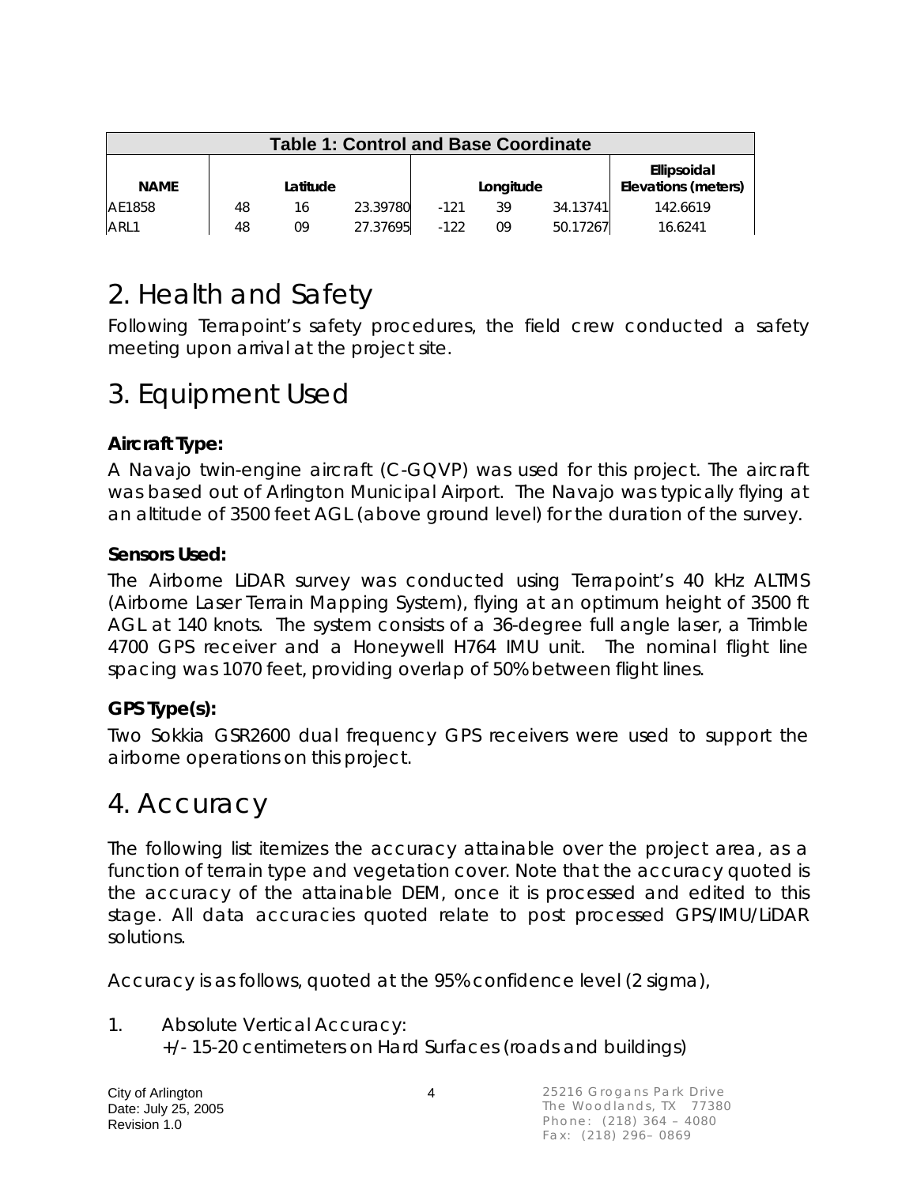| Table 1: Control and Base Coordinate | | | | | | | |
|---|---|---|---|---|---|---|---|
| **NAME** | | **Latitude** | | | **Longitude** | | **Ellipsoidal Elevations (meters)** |
| AE1858 | 48 | 16 | 23.39780 | -121 | 39 | 34.13741 | 142.6619 |
| ARL1 | 48 | 09 | 27.37695 | -122 | 09 | 50.17267 | 16.6241 |

# 2. Health and Safety

Following Terrapoint's safety procedures, the field crew conducted a safety meeting upon arrival at the project site.

# 3. Equipment Used

**Aircraft Type:**

A Navajo twin-engine aircraft (C-GQVP) was used for this project. The aircraft was based out of Arlington Municipal Airport. The Navajo was typically flying at an altitude of 3500 feet AGL (above ground level) for the duration of the survey.

**Sensors Used:**

The Airborne LiDAR survey was conducted using Terrapoint's 40 kHz ALTMS (Airborne Laser Terrain Mapping System), flying at an optimum height of 3500 ft AGL at 140 knots. The system consists of a 36-degree full angle laser, a Trimble 4700 GPS receiver and a Honeywell H764 IMU unit. The nominal flight line spacing was 1070 feet, providing overlap of 50% between flight lines.

**GPS Type(s):**

Two Sokkia GSR2600 dual frequency GPS receivers were used to support the airborne operations on this project.

# 4. Accuracy

The following list itemizes the accuracy attainable over the project area, as a function of terrain type and vegetation cover. Note that the accuracy quoted is the accuracy of the attainable DEM, once it is processed and edited to this stage. All data accuracies quoted relate to post processed GPS/IMU/LiDAR solutions.

Accuracy is as follows, quoted at the 95% confidence level (2 sigma),

1. Absolute Vertical Accuracy:
   +/- 15-20 centimeters on Hard Surfaces (roads and buildings)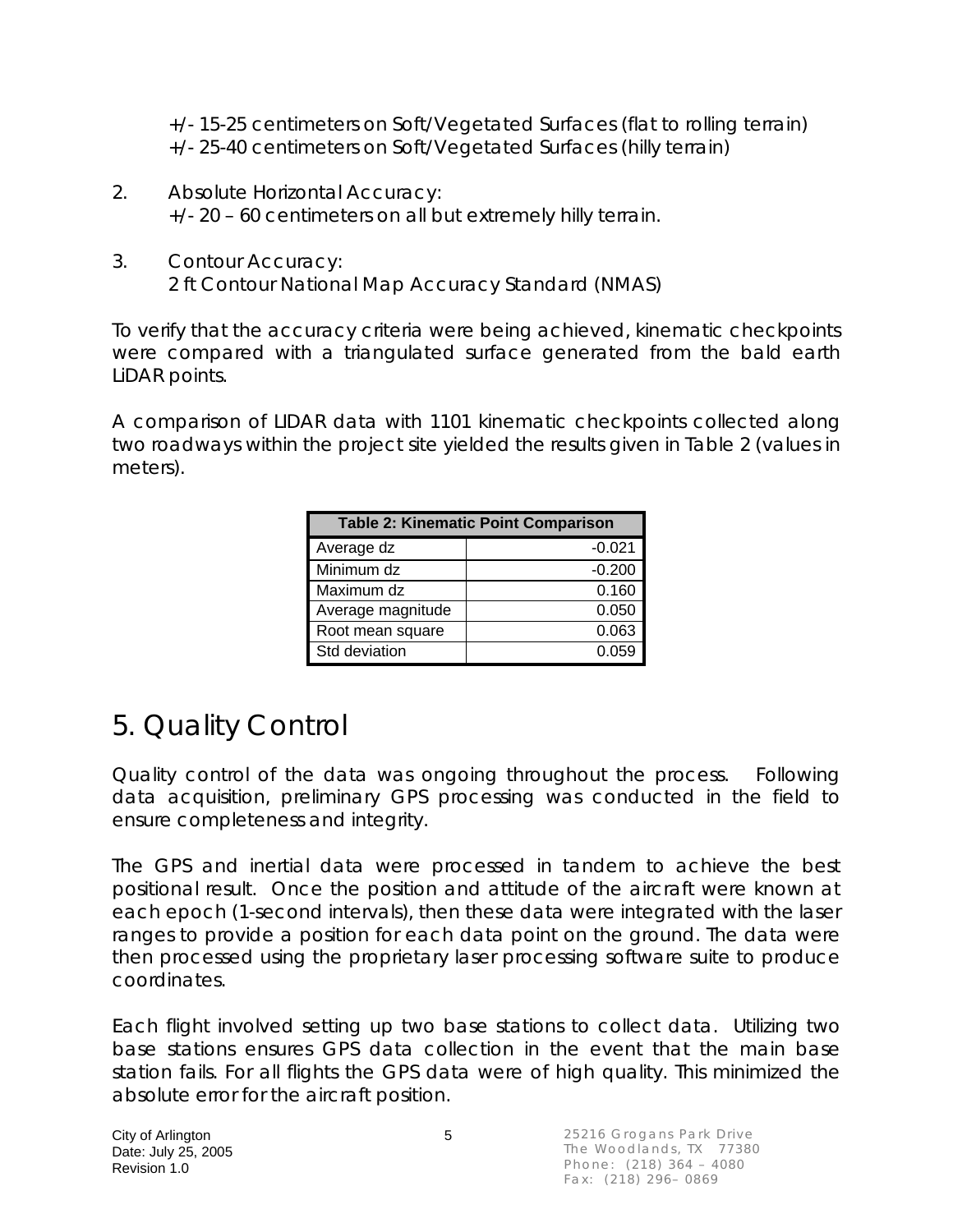+/- 15-25 centimeters on Soft/Vegetated Surfaces (flat to rolling terrain)
+/- 25-40 centimeters on Soft/Vegetated Surfaces (hilly terrain)

2. Absolute Horizontal Accuracy:
   +/- 20 – 60 centimeters on all but extremely hilly terrain.

3. Contour Accuracy:
   2 ft Contour National Map Accuracy Standard (NMAS)

To verify that the accuracy criteria were being achieved, kinematic checkpoints were compared with a triangulated surface generated from the bald earth LiDAR points.

A comparison of LIDAR data with 1101 kinematic checkpoints collected along two roadways within the project site yielded the results given in Table 2 (values in meters).

| Table 2: Kinematic Point Comparison | |
|---|---|
| Average dz | -0.021 |
| Minimum dz | -0.200 |
| Maximum dz | 0.160 |
| Average magnitude | 0.050 |
| Root mean square | 0.063 |
| Std deviation | 0.059 |

# 5. Quality Control

Quality control of the data was ongoing throughout the process. Following data acquisition, preliminary GPS processing was conducted in the field to ensure completeness and integrity.

The GPS and inertial data were processed in tandem to achieve the best positional result. Once the position and attitude of the aircraft were known at each epoch (1-second intervals), then these data were integrated with the laser ranges to provide a position for each data point on the ground. The data were then processed using the proprietary laser processing software suite to produce coordinates.

Each flight involved setting up two base stations to collect data. Utilizing two base stations ensures GPS data collection in the event that the main base station fails. For all flights the GPS data were of high quality. This minimized the absolute error for the aircraft position.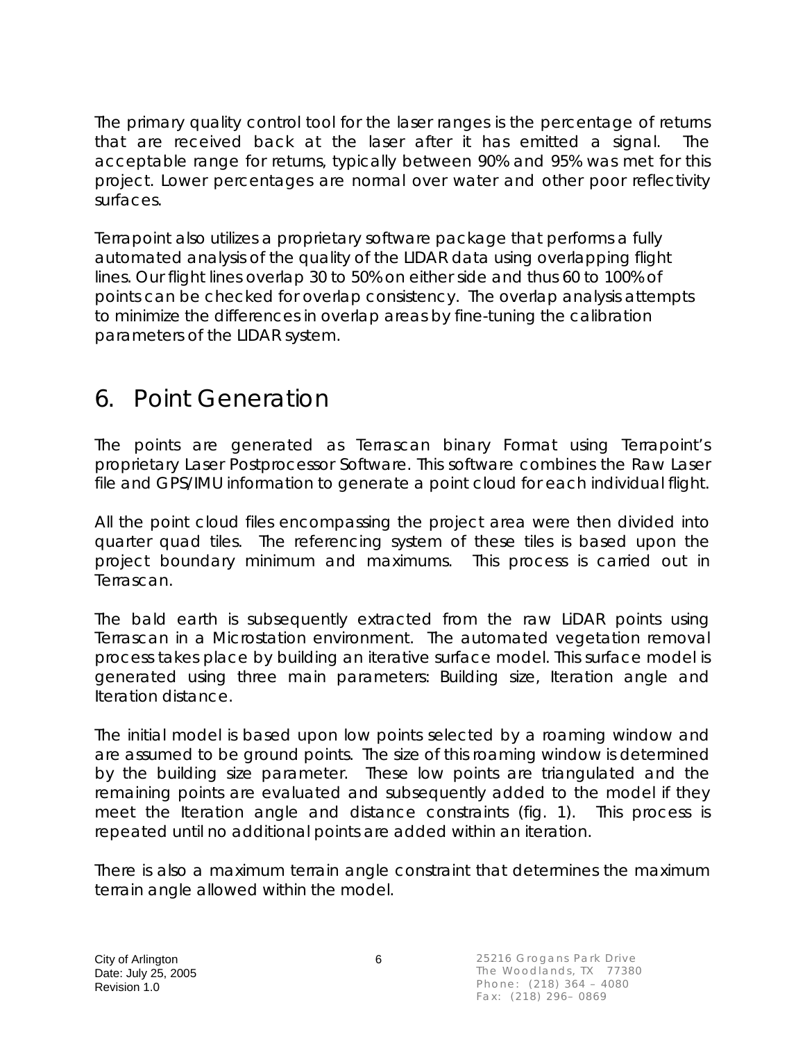The primary quality control tool for the laser ranges is the percentage of returns that are received back at the laser after it has emitted a signal. The acceptable range for returns, typically between 90% and 95% was met for this project. Lower percentages are normal over water and other poor reflectivity surfaces.

Terrapoint also utilizes a proprietary software package that performs a fully automated analysis of the quality of the LIDAR data using overlapping flight lines. Our flight lines overlap 30 to 50% on either side and thus 60 to 100% of points can be checked for overlap consistency. The overlap analysis attempts to minimize the differences in overlap areas by fine-tuning the calibration parameters of the LIDAR system.

# 6. Point Generation

The points are generated as Terrascan binary Format using Terrapoint's proprietary Laser Postprocessor Software. This software combines the Raw Laser file and GPS/IMU information to generate a point cloud for each individual flight.

All the point cloud files encompassing the project area were then divided into quarter quad tiles. The referencing system of these tiles is based upon the project boundary minimum and maximums. This process is carried out in Terrascan.

The bald earth is subsequently extracted from the raw LiDAR points using Terrascan in a Microstation environment. The automated vegetation removal process takes place by building an iterative surface model. This surface model is generated using three main parameters: Building size, Iteration angle and Iteration distance.

The initial model is based upon low points selected by a roaming window and are assumed to be ground points. The size of this roaming window is determined by the building size parameter. These low points are triangulated and the remaining points are evaluated and subsequently added to the model if they meet the Iteration angle and distance constraints (fig. 1). This process is repeated until no additional points are added within an iteration.

There is also a maximum terrain angle constraint that determines the maximum terrain angle allowed within the model.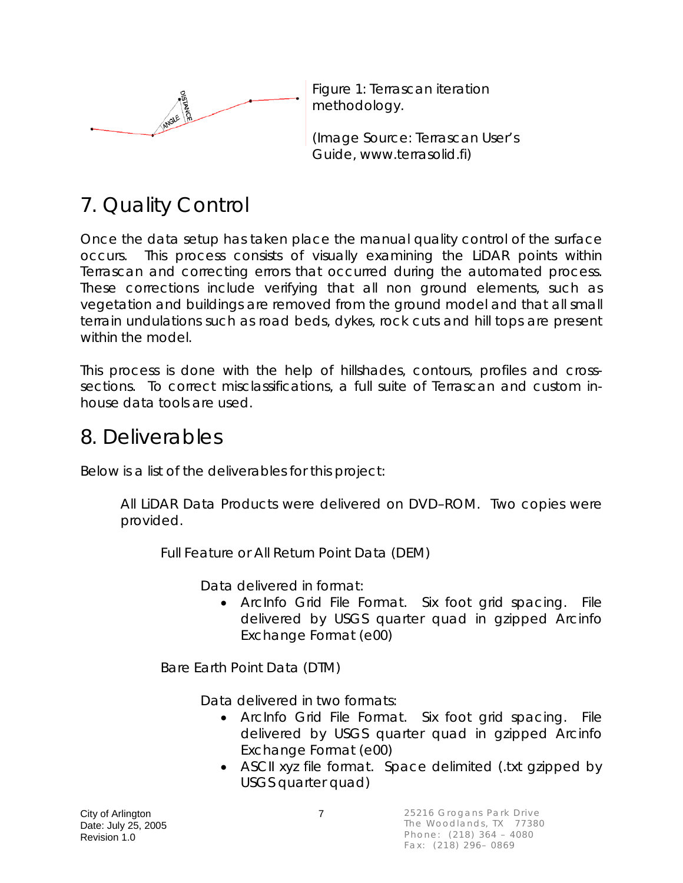Figure 1: Terrascan iteration methodology.

(Image Source: Terrascan User's Guide, www.terrasolid.fi)

# 7. Quality Control

Once the data setup has taken place the manual quality control of the surface occurs. This process consists of visually examining the LiDAR points within Terrascan and correcting errors that occurred during the automated process. These corrections include verifying that all non ground elements, such as vegetation and buildings are removed from the ground model and that all small terrain undulations such as road beds, dykes, rock cuts and hill tops are present within the model.

This process is done with the help of hillshades, contours, profiles and cross-sections. To correct misclassifications, a full suite of Terrascan and custom in-house data tools are used.

# 8. Deliverables

Below is a list of the deliverables for this project:

All LiDAR Data Products were delivered on DVD–ROM. Two copies were provided.

Full Feature or All Return Point Data (DEM)

Data delivered in format:

- ArcInfo Grid File Format. Six foot grid spacing. File delivered by USGS quarter quad in gzipped Arcinfo Exchange Format (e00)

Bare Earth Point Data (DTM)

Data delivered in two formats:

- ArcInfo Grid File Format. Six foot grid spacing. File delivered by USGS quarter quad in gzipped Arcinfo Exchange Format (e00)
- ASCII xyz file format. Space delimited (.txt gzipped by USGS quarter quad)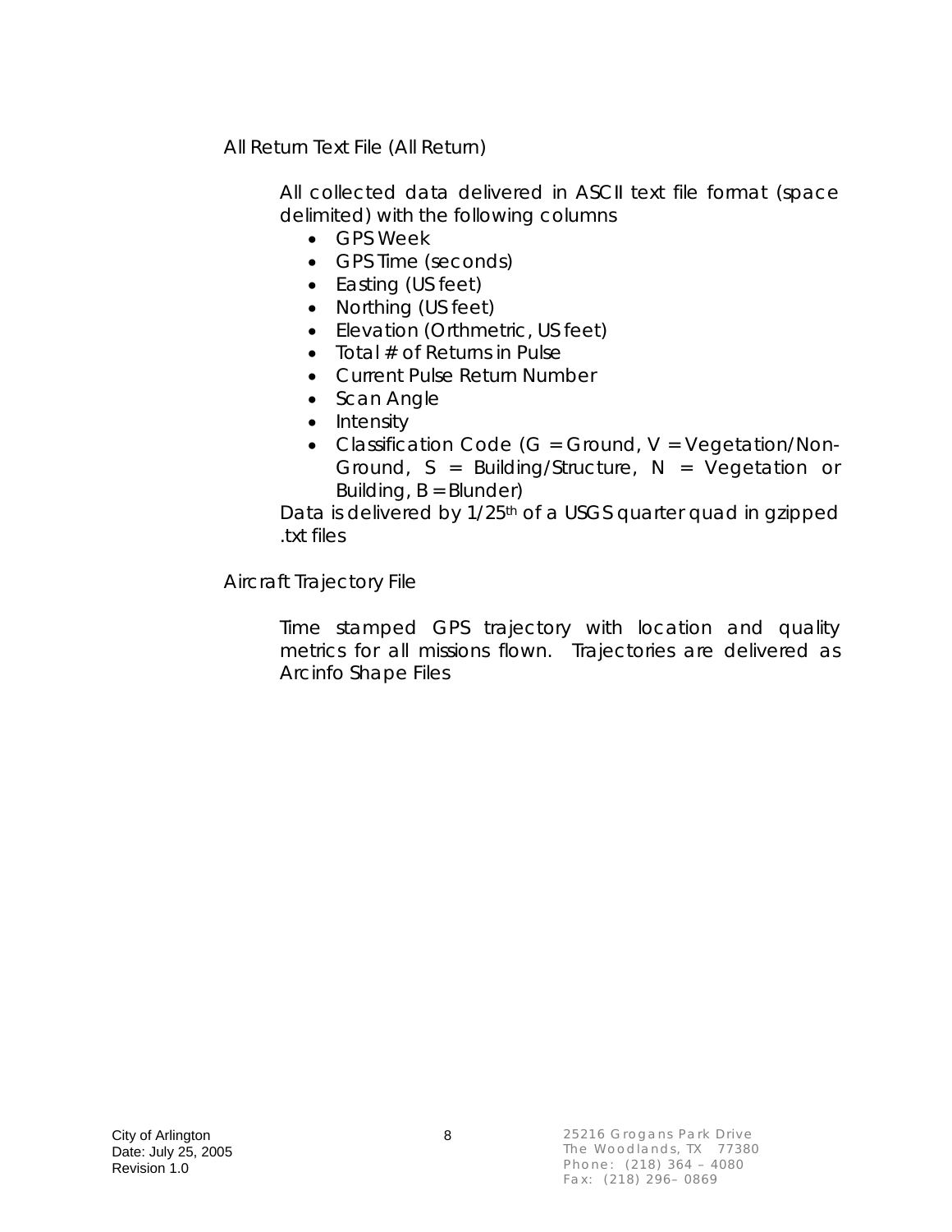All Return Text File (All Return)

All collected data delivered in ASCII text file format (space delimited) with the following columns

- GPS Week
- GPS Time (seconds)
- Easting (US feet)
- Northing (US feet)
- Elevation (Orthmetric, US feet)
- Total # of Returns in Pulse
- Current Pulse Return Number
- Scan Angle
- Intensity
- Classification Code (G = Ground, V = Vegetation/Non-Ground, S = Building/Structure, N = Vegetation or Building, B = Blunder)

Data is delivered by 1/25th of a USGS quarter quad in gzipped .txt files

Aircraft Trajectory File

Time stamped GPS trajectory with location and quality metrics for all missions flown. Trajectories are delivered as Arcinfo Shape Files